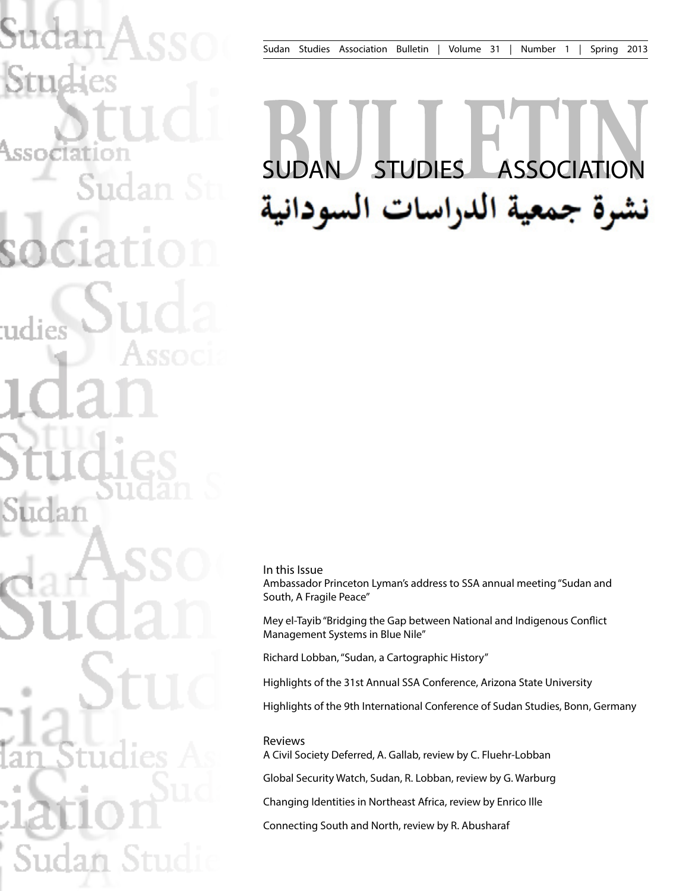# BULLETIN

# SUDAN STUDIES ASSOCIATION

# نشرة جمعية الدراسات السودانية

In this Issue

Ambassador Princeton Lyman's address to SSA annual meeting "Sudan and South, A Fragile Peace"

Mey el-Tayib "Bridging the Gap between National and Indigenous Conflict Management Systems in Blue Nile"

Richard Lobban, "Sudan, a Cartographic History"

Highlights of the 31st Annual SSA Conference, Arizona State University

Highlights of the 9th International Conference of Sudan Studies, Bonn, Germany

Reviews

A Civil Society Deferred, A. Gallab, review by C. Fluehr-Lobban

Global Security Watch, Sudan, R. Lobban, review by G. Warburg

Changing Identities in Northeast Africa, review by Enrico Ille

Connecting South and North, review by R. Abusharaf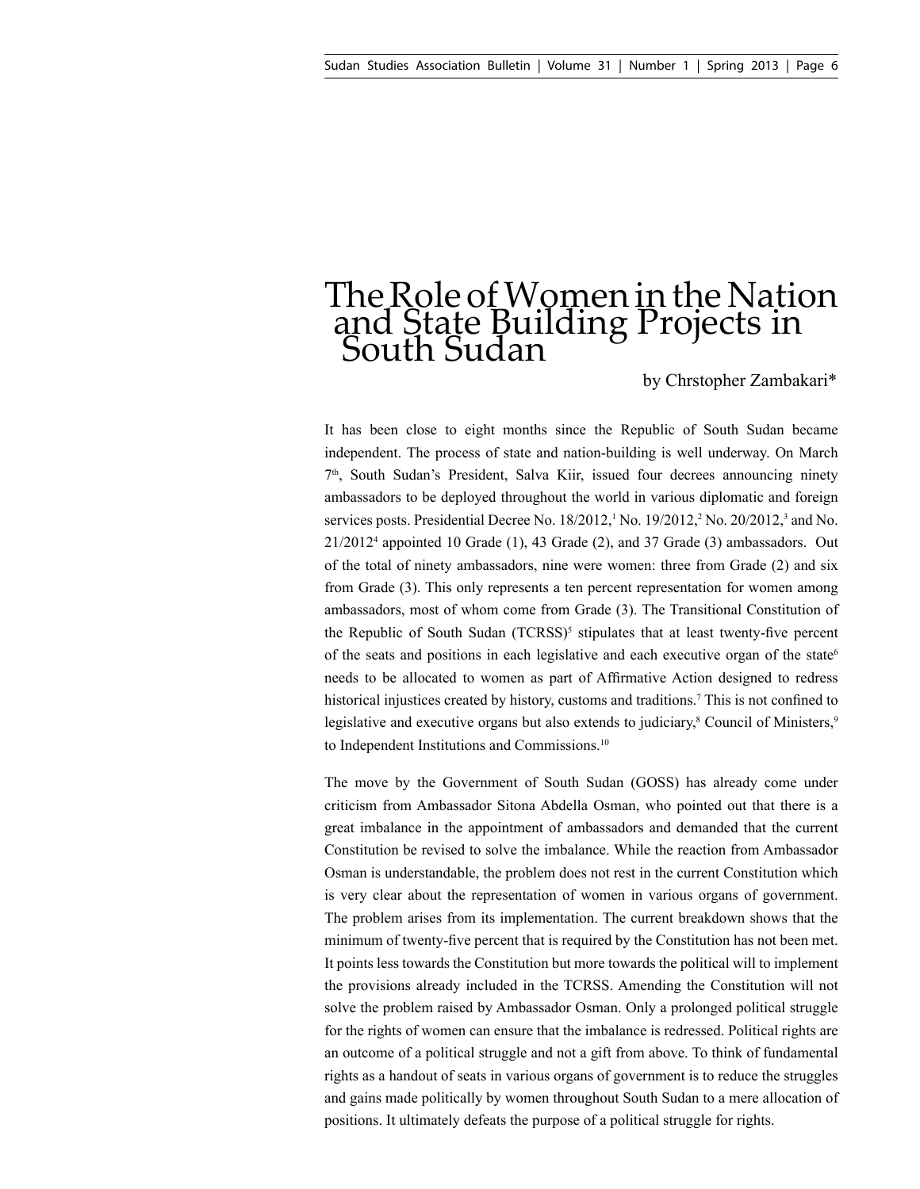# The Role of Women in the Nation and State Building Projects in South Sudan

by Chrstopher Zambakari*

It has been close to eight months since the Republic of South Sudan became independent. The process of state and nation-building is well underway. On March 7th, South Sudan's President, Salva Kiir, issued four decrees announcing ninety ambassadors to be deployed throughout the world in various diplomatic and foreign services posts. Presidential Decree No. 18/2012,[1] No. 19/2012,[2] No. 20/2012,[3] and No. 21/2012[4] appointed 10 Grade (1), 43 Grade (2), and 37 Grade (3) ambassadors. Out of the total of ninety ambassadors, nine were women: three from Grade (2) and six from Grade (3). This only represents a ten percent representation for women among ambassadors, most of whom come from Grade (3). The Transitional Constitution of the Republic of South Sudan (TCRSS)[5] stipulates that at least twenty-five percent of the seats and positions in each legislative and each executive organ of the state[6] needs to be allocated to women as part of Affirmative Action designed to redress historical injustices created by history, customs and traditions.[7] This is not confined to legislative and executive organs but also extends to judiciary,[8] Council of Ministers,[9] to Independent Institutions and Commissions.[10]

The move by the Government of South Sudan (GOSS) has already come under criticism from Ambassador Sitona Abdella Osman, who pointed out that there is a great imbalance in the appointment of ambassadors and demanded that the current Constitution be revised to solve the imbalance. While the reaction from Ambassador Osman is understandable, the problem does not rest in the current Constitution which is very clear about the representation of women in various organs of government. The problem arises from its implementation. The current breakdown shows that the minimum of twenty-five percent that is required by the Constitution has not been met. It points less towards the Constitution but more towards the political will to implement the provisions already included in the TCRSS. Amending the Constitution will not solve the problem raised by Ambassador Osman. Only a prolonged political struggle for the rights of women can ensure that the imbalance is redressed. Political rights are an outcome of a political struggle and not a gift from above. To think of fundamental rights as a handout of seats in various organs of government is to reduce the struggles and gains made politically by women throughout South Sudan to a mere allocation of positions. It ultimately defeats the purpose of a political struggle for rights.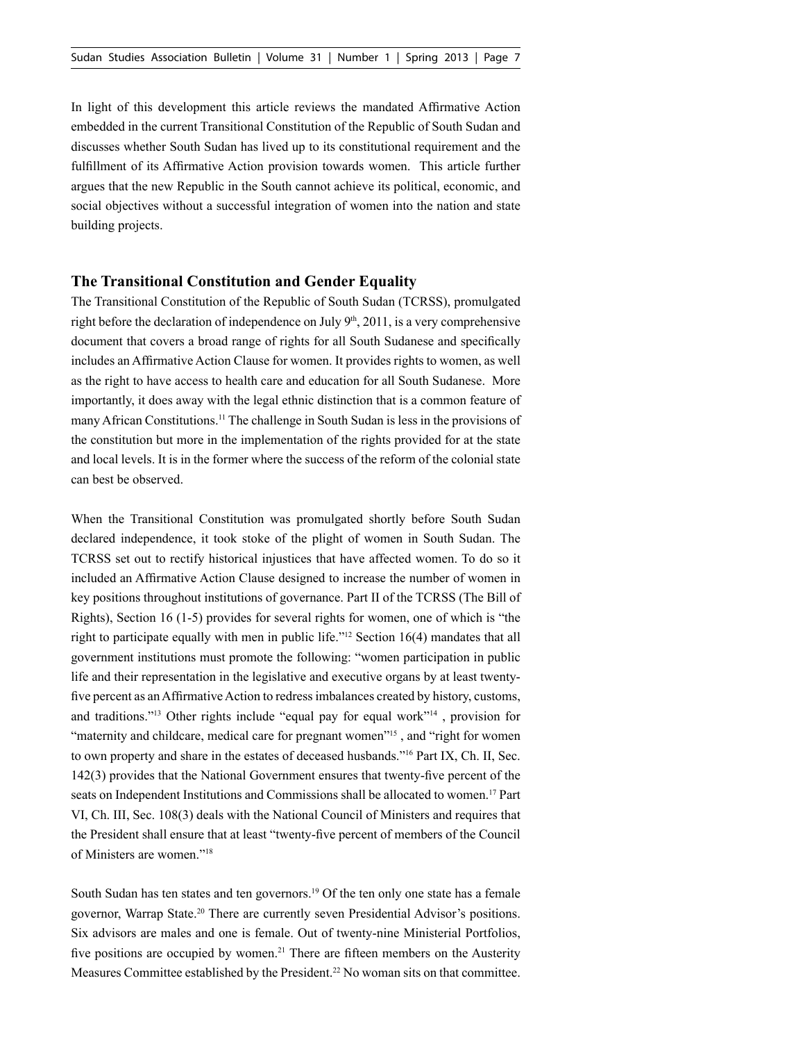In light of this development this article reviews the mandated Affirmative Action embedded in the current Transitional Constitution of the Republic of South Sudan and discusses whether South Sudan has lived up to its constitutional requirement and the fulfillment of its Affirmative Action provision towards women. This article further argues that the new Republic in the South cannot achieve its political, economic, and social objectives without a successful integration of women into the nation and state building projects.

## The Transitional Constitution and Gender Equality

The Transitional Constitution of the Republic of South Sudan (TCRSS), promulgated right before the declaration of independence on July 9th, 2011, is a very comprehensive document that covers a broad range of rights for all South Sudanese and specifically includes an Affirmative Action Clause for women. It provides rights to women, as well as the right to have access to health care and education for all South Sudanese. More importantly, it does away with the legal ethnic distinction that is a common feature of many African Constitutions.[11] The challenge in South Sudan is less in the provisions of the constitution but more in the implementation of the rights provided for at the state and local levels. It is in the former where the success of the reform of the colonial state can best be observed.

When the Transitional Constitution was promulgated shortly before South Sudan declared independence, it took stoke of the plight of women in South Sudan. The TCRSS set out to rectify historical injustices that have affected women. To do so it included an Affirmative Action Clause designed to increase the number of women in key positions throughout institutions of governance. Part II of the TCRSS (The Bill of Rights), Section 16 (1-5) provides for several rights for women, one of which is "the right to participate equally with men in public life."[12] Section 16(4) mandates that all government institutions must promote the following: "women participation in public life and their representation in the legislative and executive organs by at least twenty-five percent as an Affirmative Action to redress imbalances created by history, customs, and traditions."[13] Other rights include "equal pay for equal work"[14] , provision for "maternity and childcare, medical care for pregnant women"[15] , and "right for women to own property and share in the estates of deceased husbands."[16] Part IX, Ch. II, Sec. 142(3) provides that the National Government ensures that twenty-five percent of the seats on Independent Institutions and Commissions shall be allocated to women.[17] Part VI, Ch. III, Sec. 108(3) deals with the National Council of Ministers and requires that the President shall ensure that at least "twenty-five percent of members of the Council of Ministers are women."[18]

South Sudan has ten states and ten governors.[19] Of the ten only one state has a female governor, Warrap State.[20] There are currently seven Presidential Advisor's positions. Six advisors are males and one is female. Out of twenty-nine Ministerial Portfolios, five positions are occupied by women.[21] There are fifteen members on the Austerity Measures Committee established by the President.[22] No woman sits on that committee.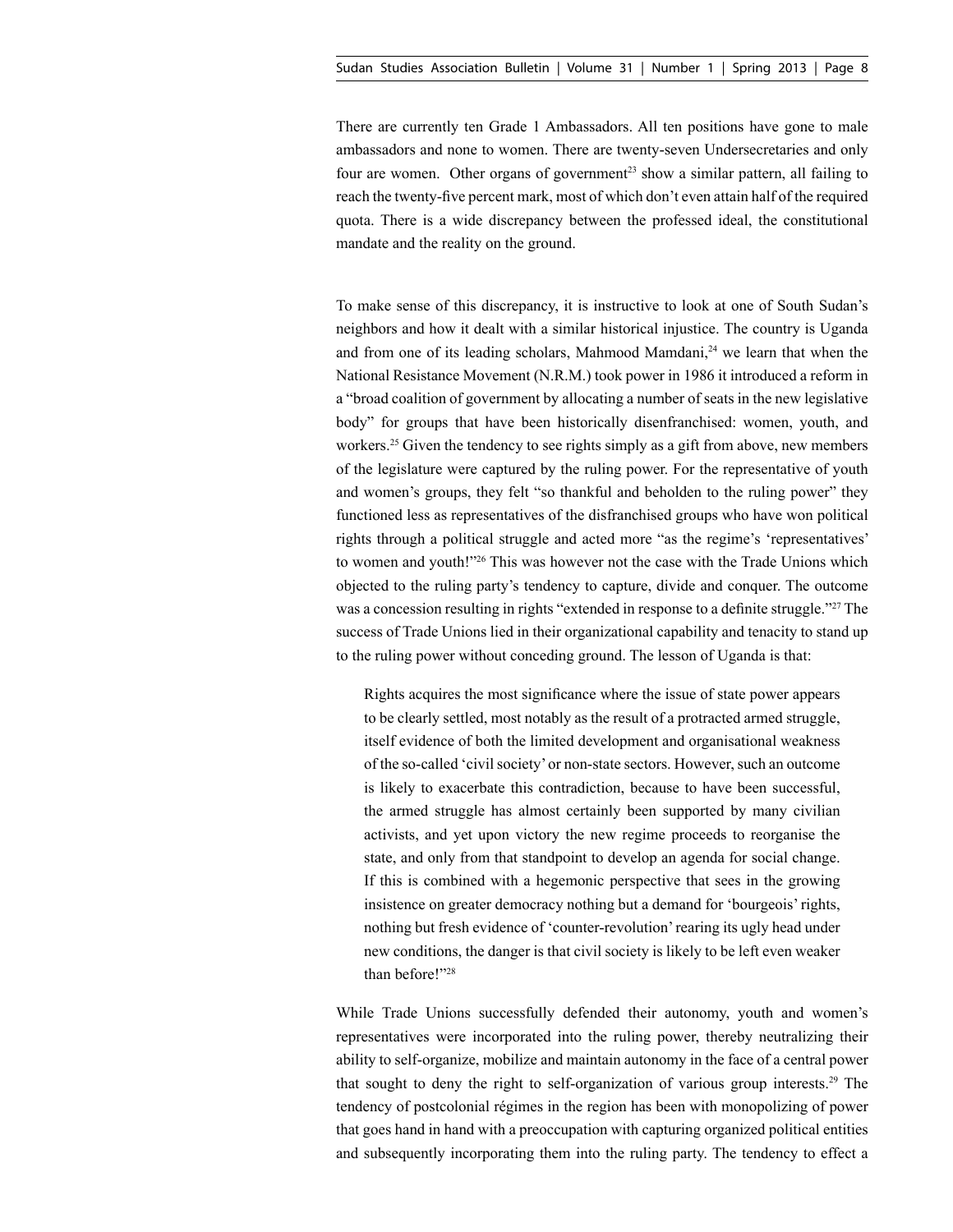There are currently ten Grade 1 Ambassadors. All ten positions have gone to male ambassadors and none to women. There are twenty-seven Undersecretaries and only four are women. Other organs of government[23] show a similar pattern, all failing to reach the twenty-five percent mark, most of which don't even attain half of the required quota. There is a wide discrepancy between the professed ideal, the constitutional mandate and the reality on the ground.

To make sense of this discrepancy, it is instructive to look at one of South Sudan's neighbors and how it dealt with a similar historical injustice. The country is Uganda and from one of its leading scholars, Mahmood Mamdani,[24] we learn that when the National Resistance Movement (N.R.M.) took power in 1986 it introduced a reform in a "broad coalition of government by allocating a number of seats in the new legislative body" for groups that have been historically disenfranchised: women, youth, and workers.[25] Given the tendency to see rights simply as a gift from above, new members of the legislature were captured by the ruling power. For the representative of youth and women's groups, they felt "so thankful and beholden to the ruling power" they functioned less as representatives of the disfranchised groups who have won political rights through a political struggle and acted more "as the regime's 'representatives' to women and youth!"[26] This was however not the case with the Trade Unions which objected to the ruling party's tendency to capture, divide and conquer. The outcome was a concession resulting in rights "extended in response to a definite struggle."[27] The success of Trade Unions lied in their organizational capability and tenacity to stand up to the ruling power without conceding ground. The lesson of Uganda is that:

> Rights acquires the most significance where the issue of state power appears to be clearly settled, most notably as the result of a protracted armed struggle, itself evidence of both the limited development and organisational weakness of the so-called 'civil society' or non-state sectors. However, such an outcome is likely to exacerbate this contradiction, because to have been successful, the armed struggle has almost certainly been supported by many civilian activists, and yet upon victory the new regime proceeds to reorganise the state, and only from that standpoint to develop an agenda for social change. If this is combined with a hegemonic perspective that sees in the growing insistence on greater democracy nothing but a demand for 'bourgeois' rights, nothing but fresh evidence of 'counter-revolution' rearing its ugly head under new conditions, the danger is that civil society is likely to be left even weaker than before!"[28]

While Trade Unions successfully defended their autonomy, youth and women's representatives were incorporated into the ruling power, thereby neutralizing their ability to self-organize, mobilize and maintain autonomy in the face of a central power that sought to deny the right to self-organization of various group interests.[29] The tendency of postcolonial régimes in the region has been with monopolizing of power that goes hand in hand with a preoccupation with capturing organized political entities and subsequently incorporating them into the ruling party. The tendency to effect a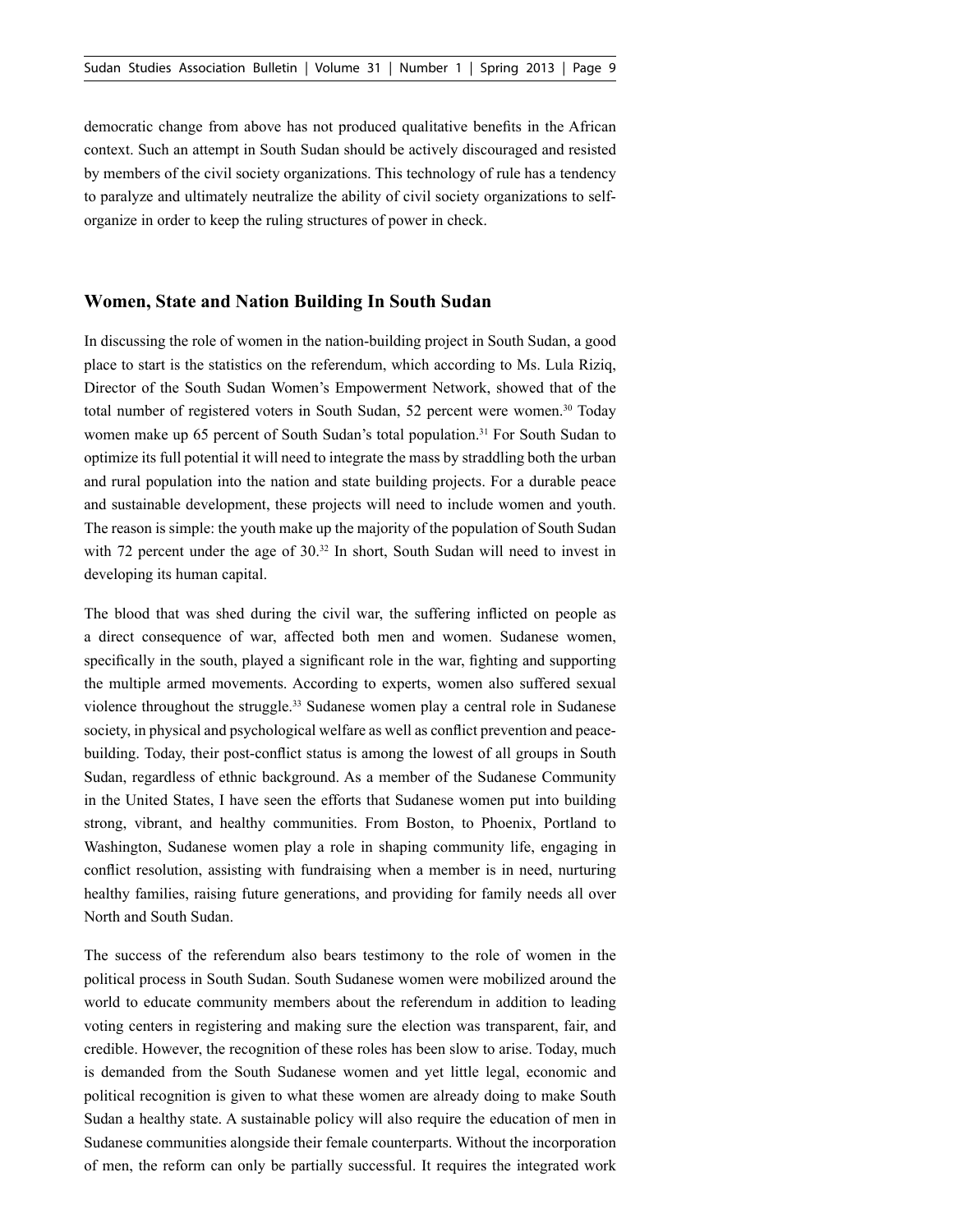democratic change from above has not produced qualitative benefits in the African context. Such an attempt in South Sudan should be actively discouraged and resisted by members of the civil society organizations. This technology of rule has a tendency to paralyze and ultimately neutralize the ability of civil society organizations to self-organize in order to keep the ruling structures of power in check.

## Women, State and Nation Building In South Sudan

In discussing the role of women in the nation-building project in South Sudan, a good place to start is the statistics on the referendum, which according to Ms. Lula Riziq, Director of the South Sudan Women's Empowerment Network, showed that of the total number of registered voters in South Sudan, 52 percent were women.[30] Today women make up 65 percent of South Sudan's total population.[31] For South Sudan to optimize its full potential it will need to integrate the mass by straddling both the urban and rural population into the nation and state building projects. For a durable peace and sustainable development, these projects will need to include women and youth. The reason is simple: the youth make up the majority of the population of South Sudan with 72 percent under the age of 30.[32] In short, South Sudan will need to invest in developing its human capital.

The blood that was shed during the civil war, the suffering inflicted on people as a direct consequence of war, affected both men and women. Sudanese women, specifically in the south, played a significant role in the war, fighting and supporting the multiple armed movements. According to experts, women also suffered sexual violence throughout the struggle.[33] Sudanese women play a central role in Sudanese society, in physical and psychological welfare as well as conflict prevention and peace-building. Today, their post-conflict status is among the lowest of all groups in South Sudan, regardless of ethnic background. As a member of the Sudanese Community in the United States, I have seen the efforts that Sudanese women put into building strong, vibrant, and healthy communities. From Boston, to Phoenix, Portland to Washington, Sudanese women play a role in shaping community life, engaging in conflict resolution, assisting with fundraising when a member is in need, nurturing healthy families, raising future generations, and providing for family needs all over North and South Sudan.

The success of the referendum also bears testimony to the role of women in the political process in South Sudan. South Sudanese women were mobilized around the world to educate community members about the referendum in addition to leading voting centers in registering and making sure the election was transparent, fair, and credible. However, the recognition of these roles has been slow to arise. Today, much is demanded from the South Sudanese women and yet little legal, economic and political recognition is given to what these women are already doing to make South Sudan a healthy state. A sustainable policy will also require the education of men in Sudanese communities alongside their female counterparts. Without the incorporation of men, the reform can only be partially successful. It requires the integrated work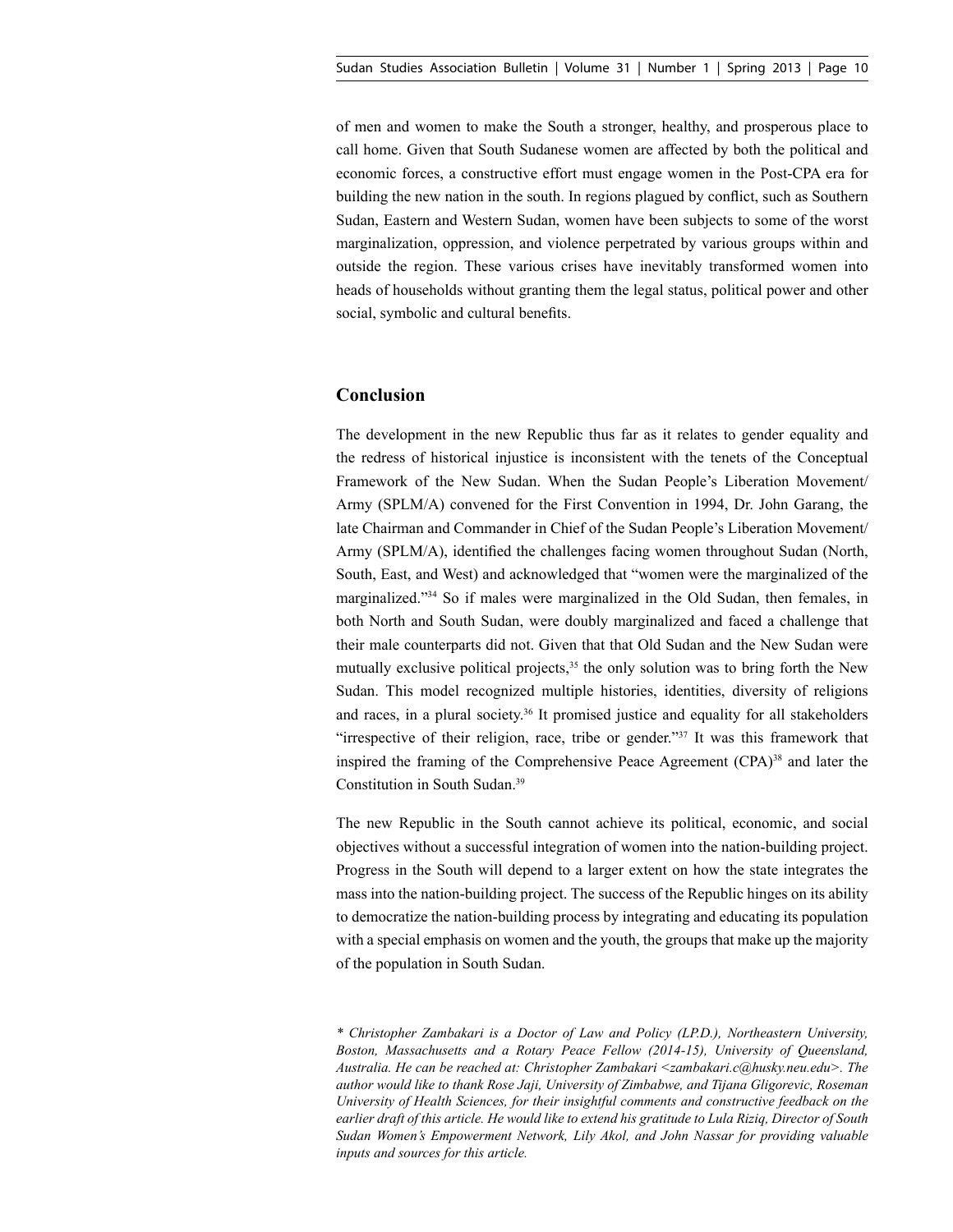of men and women to make the South a stronger, healthy, and prosperous place to call home. Given that South Sudanese women are affected by both the political and economic forces, a constructive effort must engage women in the Post-CPA era for building the new nation in the south. In regions plagued by conflict, such as Southern Sudan, Eastern and Western Sudan, women have been subjects to some of the worst marginalization, oppression, and violence perpetrated by various groups within and outside the region. These various crises have inevitably transformed women into heads of households without granting them the legal status, political power and other social, symbolic and cultural benefits.

## Conclusion

The development in the new Republic thus far as it relates to gender equality and the redress of historical injustice is inconsistent with the tenets of the Conceptual Framework of the New Sudan. When the Sudan People's Liberation Movement/ Army (SPLM/A) convened for the First Convention in 1994, Dr. John Garang, the late Chairman and Commander in Chief of the Sudan People's Liberation Movement/ Army (SPLM/A), identified the challenges facing women throughout Sudan (North, South, East, and West) and acknowledged that "women were the marginalized of the marginalized."[34] So if males were marginalized in the Old Sudan, then females, in both North and South Sudan, were doubly marginalized and faced a challenge that their male counterparts did not. Given that that Old Sudan and the New Sudan were mutually exclusive political projects,[35] the only solution was to bring forth the New Sudan. This model recognized multiple histories, identities, diversity of religions and races, in a plural society.[36] It promised justice and equality for all stakeholders "irrespective of their religion, race, tribe or gender."[37] It was this framework that inspired the framing of the Comprehensive Peace Agreement (CPA)[38] and later the Constitution in South Sudan.[39]

The new Republic in the South cannot achieve its political, economic, and social objectives without a successful integration of women into the nation-building project. Progress in the South will depend to a larger extent on how the state integrates the mass into the nation-building project. The success of the Republic hinges on its ability to democratize the nation-building process by integrating and educating its population with a special emphasis on women and the youth, the groups that make up the majority of the population in South Sudan.

*\* Christopher Zambakari is a Doctor of Law and Policy (LP.D.), Northeastern University, Boston, Massachusetts and a Rotary Peace Fellow (2014-15), University of Queensland, Australia. He can be reached at: Christopher Zambakari <zambakari.c@husky.neu.edu>. The author would like to thank Rose Jaji, University of Zimbabwe, and Tijana Gligorevic, Roseman University of Health Sciences, for their insightful comments and constructive feedback on the earlier draft of this article. He would like to extend his gratitude to Lula Riziq, Director of South Sudan Women's Empowerment Network, Lily Akol, and John Nassar for providing valuable inputs and sources for this article.*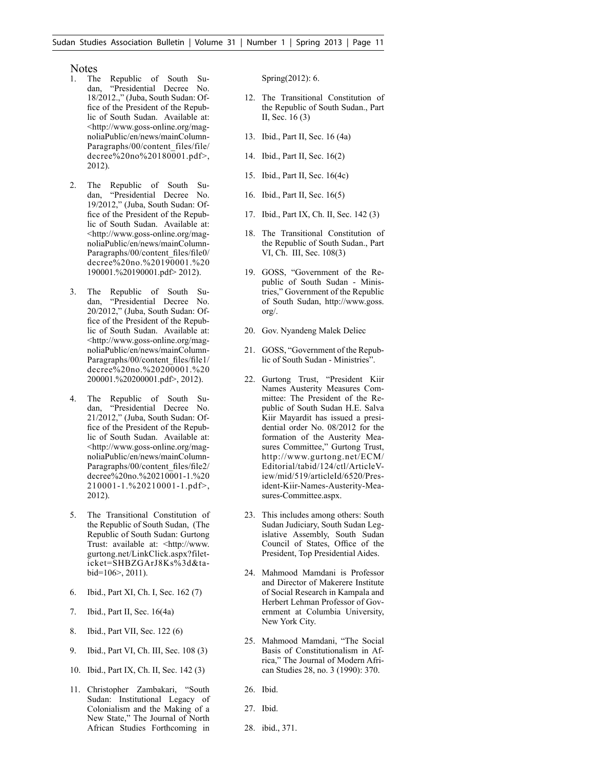## Notes

1. The Republic of South Sudan, "Presidential Decree No. 18/2012.," (Juba, South Sudan: Office of the President of the Republic of South Sudan. Available at: <http://www.goss-online.org/magnoliaPublic/en/news/mainColumnParagraphs/00/content_files/file/decree%20no%20180001.pdf>, 2012).
2. The Republic of South Sudan, "Presidential Decree No. 19/2012," (Juba, South Sudan: Office of the President of the Republic of South Sudan. Available at: <http://www.goss-online.org/magnoliaPublic/en/news/mainColumnParagraphs/00/content_files/file0/decree%20no.%20190001.%20190001.%20190001.pdf> 2012).
3. The Republic of South Sudan, "Presidential Decree No. 20/2012," (Juba, South Sudan: Office of the President of the Republic of South Sudan. Available at: <http://www.goss-online.org/magnoliaPublic/en/news/mainColumnParagraphs/00/content_files/file1/decree%20no.%20200001.%20200001.%20200001.pdf>, 2012).
4. The Republic of South Sudan, "Presidential Decree No. 21/2012," (Juba, South Sudan: Office of the President of the Republic of South Sudan. Available at: <http://www.goss-online.org/magnoliaPublic/en/news/mainColumnParagraphs/00/content_files/file2/decree%20no.%20210001-1.%20210001-1.%20210001-1.pdf>, 2012).
5. The Transitional Constitution of the Republic of South Sudan, (The Republic of South Sudan: Gurtong Trust: available at: <http://www.gurtong.net/LinkClick.aspx?fileticket=SHBZGArJ8Ks%3d&tabid=106>, 2011).
6. Ibid., Part XI, Ch. I, Sec. 162 (7)
7. Ibid., Part II, Sec. 16(4a)
8. Ibid., Part VII, Sec. 122 (6)
9. Ibid., Part VI, Ch. III, Sec. 108 (3)
10. Ibid., Part IX, Ch. II, Sec. 142 (3)
11. Christopher Zambakari, "South Sudan: Institutional Legacy of Colonialism and the Making of a New State," The Journal of North African Studies Forthcoming in Spring(2012): 6.
12. The Transitional Constitution of the Republic of South Sudan., Part II, Sec. 16 (3)
13. Ibid., Part II, Sec. 16 (4a)
14. Ibid., Part II, Sec. 16(2)
15. Ibid., Part II, Sec. 16(4c)
16. Ibid., Part II, Sec. 16(5)
17. Ibid., Part IX, Ch. II, Sec. 142 (3)
18. The Transitional Constitution of the Republic of South Sudan., Part VI, Ch. III, Sec. 108(3)
19. GOSS, "Government of the Republic of South Sudan - Ministries," Government of the Republic of South Sudan, http://www.goss.org/.
20. Gov. Nyandeng Malek Deliec
21. GOSS, "Government of the Republic of South Sudan - Ministries".
22. Gurtong Trust, "President Kiir Names Austerity Measures Committee: The President of the Republic of South Sudan H.E. Salva Kiir Mayardit has issued a presidential order No. 08/2012 for the formation of the Austerity Measures Committee," Gurtong Trust, http://www.gurtong.net/ECM/Editorial/tabid/124/ctl/ArticleView/mid/519/articleId/6520/President-Kiir-Names-Austerity-Measures-Committee.aspx.
23. This includes among others: South Sudan Judiciary, South Sudan Legislative Assembly, South Sudan Council of States, Office of the President, Top Presidential Aides.
24. Mahmood Mamdani is Professor and Director of Makerere Institute of Social Research in Kampala and Herbert Lehman Professor of Government at Columbia University, New York City.
25. Mahmood Mamdani, "The Social Basis of Constitutionalism in Africa," The Journal of Modern African Studies 28, no. 3 (1990): 370.
26. Ibid.
27. Ibid.
28. ibid., 371.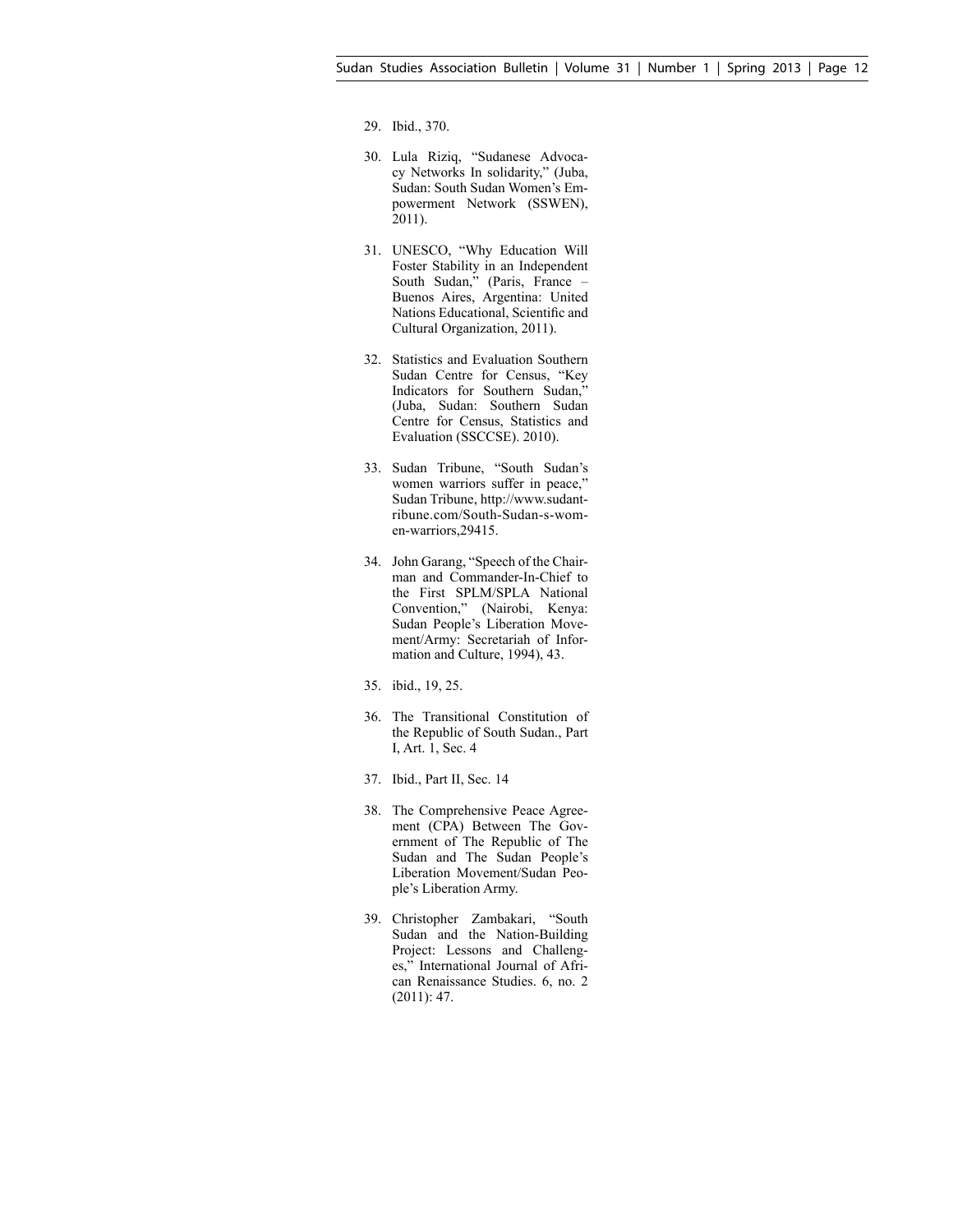29. Ibid., 370.

30. Lula Riziq, "Sudanese Advocacy Networks In solidarity," (Juba, Sudan: South Sudan Women's Empowerment Network (SSWEN), 2011).

31. UNESCO, "Why Education Will Foster Stability in an Independent South Sudan," (Paris, France – Buenos Aires, Argentina: United Nations Educational, Scientific and Cultural Organization, 2011).

32. Statistics and Evaluation Southern Sudan Centre for Census, "Key Indicators for Southern Sudan," (Juba, Sudan: Southern Sudan Centre for Census, Statistics and Evaluation (SSCCSE). 2010).

33. Sudan Tribune, "South Sudan's women warriors suffer in peace," Sudan Tribune, http://www.sudantribune.com/South-Sudan-s-women-warriors,29415.

34. John Garang, "Speech of the Chairman and Commander-In-Chief to the First SPLM/SPLA National Convention," (Nairobi, Kenya: Sudan People's Liberation Movement/Army: Secretariah of Information and Culture, 1994), 43.

35. ibid., 19, 25.

36. The Transitional Constitution of the Republic of South Sudan., Part I, Art. 1, Sec. 4

37. Ibid., Part II, Sec. 14

38. The Comprehensive Peace Agreement (CPA) Between The Government of The Republic of The Sudan and The Sudan People's Liberation Movement/Sudan People's Liberation Army.

39. Christopher Zambakari, "South Sudan and the Nation-Building Project: Lessons and Challenges," International Journal of African Renaissance Studies. 6, no. 2 (2011): 47.